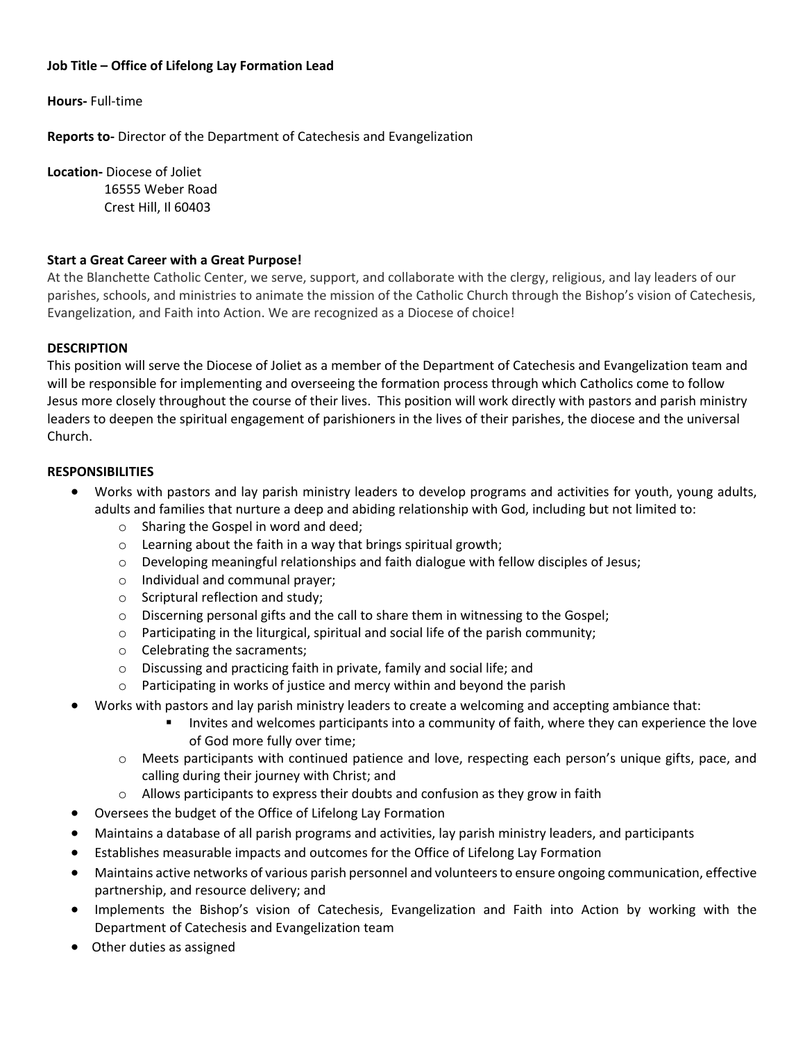**Job Title – Office of Lifelong Lay Formation Lead**

**Hours-** Full-time

**Reports to-** Director of the Department of Catechesis and Evangelization

**Location-** Diocese of Joliet
16555 Weber Road
Crest Hill, Il 60403

**Start a Great Career with a Great Purpose!**

At the Blanchette Catholic Center, we serve, support, and collaborate with the clergy, religious, and lay leaders of our parishes, schools, and ministries to animate the mission of the Catholic Church through the Bishop's vision of Catechesis, Evangelization, and Faith into Action. We are recognized as a Diocese of choice!

**DESCRIPTION**

This position will serve the Diocese of Joliet as a member of the Department of Catechesis and Evangelization team and will be responsible for implementing and overseeing the formation process through which Catholics come to follow Jesus more closely throughout the course of their lives. This position will work directly with pastors and parish ministry leaders to deepen the spiritual engagement of parishioners in the lives of their parishes, the diocese and the universal Church.

**RESPONSIBILITIES**

- Works with pastors and lay parish ministry leaders to develop programs and activities for youth, young adults, adults and families that nurture a deep and abiding relationship with God, including but not limited to:
  - Sharing the Gospel in word and deed;
  - Learning about the faith in a way that brings spiritual growth;
  - Developing meaningful relationships and faith dialogue with fellow disciples of Jesus;
  - Individual and communal prayer;
  - Scriptural reflection and study;
  - Discerning personal gifts and the call to share them in witnessing to the Gospel;
  - Participating in the liturgical, spiritual and social life of the parish community;
  - Celebrating the sacraments;
  - Discussing and practicing faith in private, family and social life; and
  - Participating in works of justice and mercy within and beyond the parish
- Works with pastors and lay parish ministry leaders to create a welcoming and accepting ambiance that:
  - Invites and welcomes participants into a community of faith, where they can experience the love of God more fully over time;
  - Meets participants with continued patience and love, respecting each person's unique gifts, pace, and calling during their journey with Christ; and
  - Allows participants to express their doubts and confusion as they grow in faith
- Oversees the budget of the Office of Lifelong Lay Formation
- Maintains a database of all parish programs and activities, lay parish ministry leaders, and participants
- Establishes measurable impacts and outcomes for the Office of Lifelong Lay Formation
- Maintains active networks of various parish personnel and volunteers to ensure ongoing communication, effective partnership, and resource delivery; and
- Implements the Bishop's vision of Catechesis, Evangelization and Faith into Action by working with the Department of Catechesis and Evangelization team
- Other duties as assigned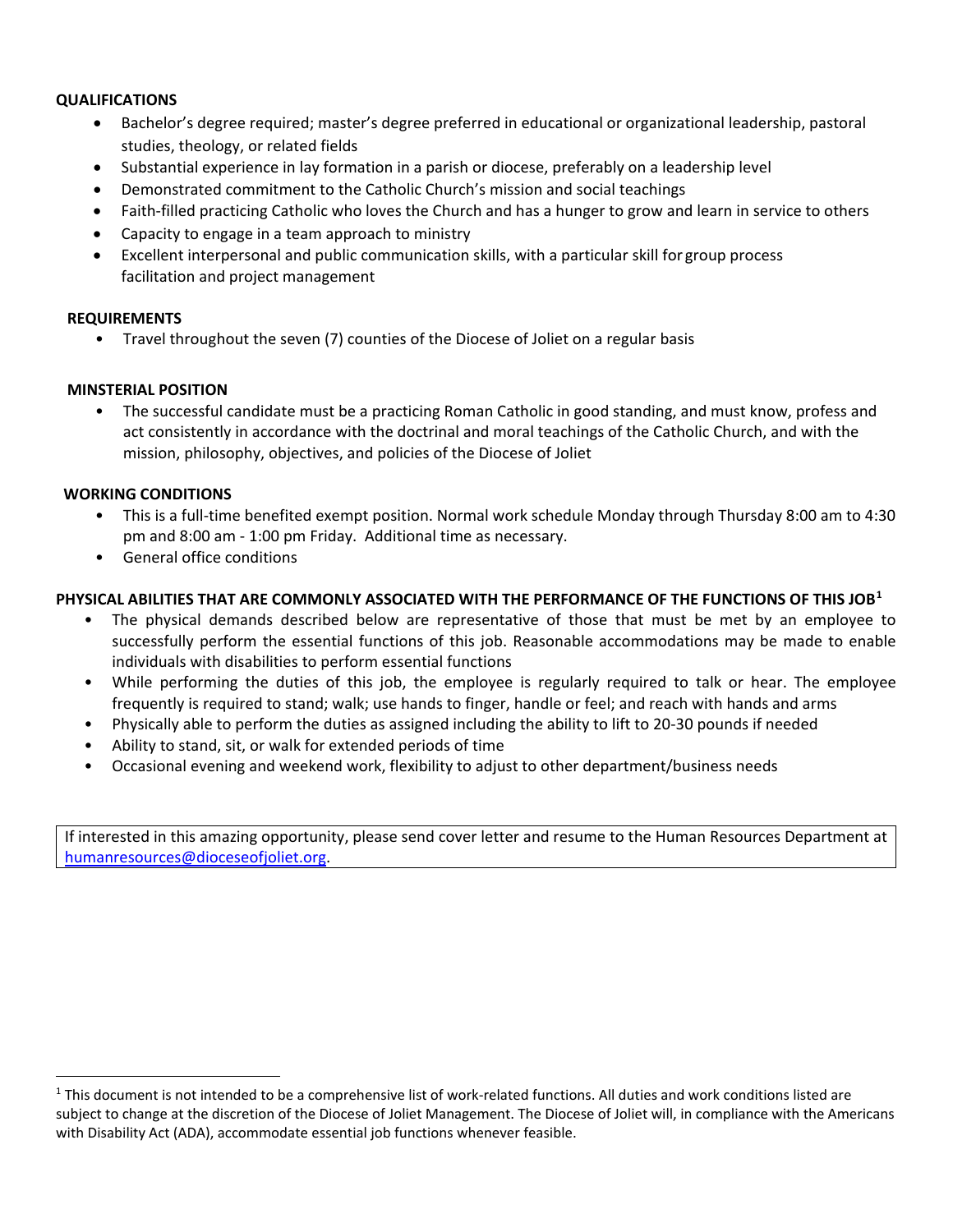**QUALIFICATIONS**

- Bachelor's degree required; master's degree preferred in educational or organizational leadership, pastoral studies, theology, or related fields
- Substantial experience in lay formation in a parish or diocese, preferably on a leadership level
- Demonstrated commitment to the Catholic Church's mission and social teachings
- Faith-filled practicing Catholic who loves the Church and has a hunger to grow and learn in service to others
- Capacity to engage in a team approach to ministry
- Excellent interpersonal and public communication skills, with a particular skill for group process facilitation and project management

**REQUIREMENTS**

- Travel throughout the seven (7) counties of the Diocese of Joliet on a regular basis

**MINSTERIAL POSITION**

- The successful candidate must be a practicing Roman Catholic in good standing, and must know, profess and act consistently in accordance with the doctrinal and moral teachings of the Catholic Church, and with the mission, philosophy, objectives, and policies of the Diocese of Joliet

**WORKING CONDITIONS**

- This is a full-time benefited exempt position. Normal work schedule Monday through Thursday 8:00 am to 4:30 pm and 8:00 am - 1:00 pm Friday. Additional time as necessary.
- General office conditions

**PHYSICAL ABILITIES THAT ARE COMMONLY ASSOCIATED WITH THE PERFORMANCE OF THE FUNCTIONS OF THIS JOB[1]**

- The physical demands described below are representative of those that must be met by an employee to successfully perform the essential functions of this job. Reasonable accommodations may be made to enable individuals with disabilities to perform essential functions
- While performing the duties of this job, the employee is regularly required to talk or hear. The employee frequently is required to stand; walk; use hands to finger, handle or feel; and reach with hands and arms
- Physically able to perform the duties as assigned including the ability to lift to 20-30 pounds if needed
- Ability to stand, sit, or walk for extended periods of time
- Occasional evening and weekend work, flexibility to adjust to other department/business needs

If interested in this amazing opportunity, please send cover letter and resume to the Human Resources Department at humanresources@dioceseofjoliet.org.

[1] This document is not intended to be a comprehensive list of work-related functions. All duties and work conditions listed are subject to change at the discretion of the Diocese of Joliet Management. The Diocese of Joliet will, in compliance with the Americans with Disability Act (ADA), accommodate essential job functions whenever feasible.